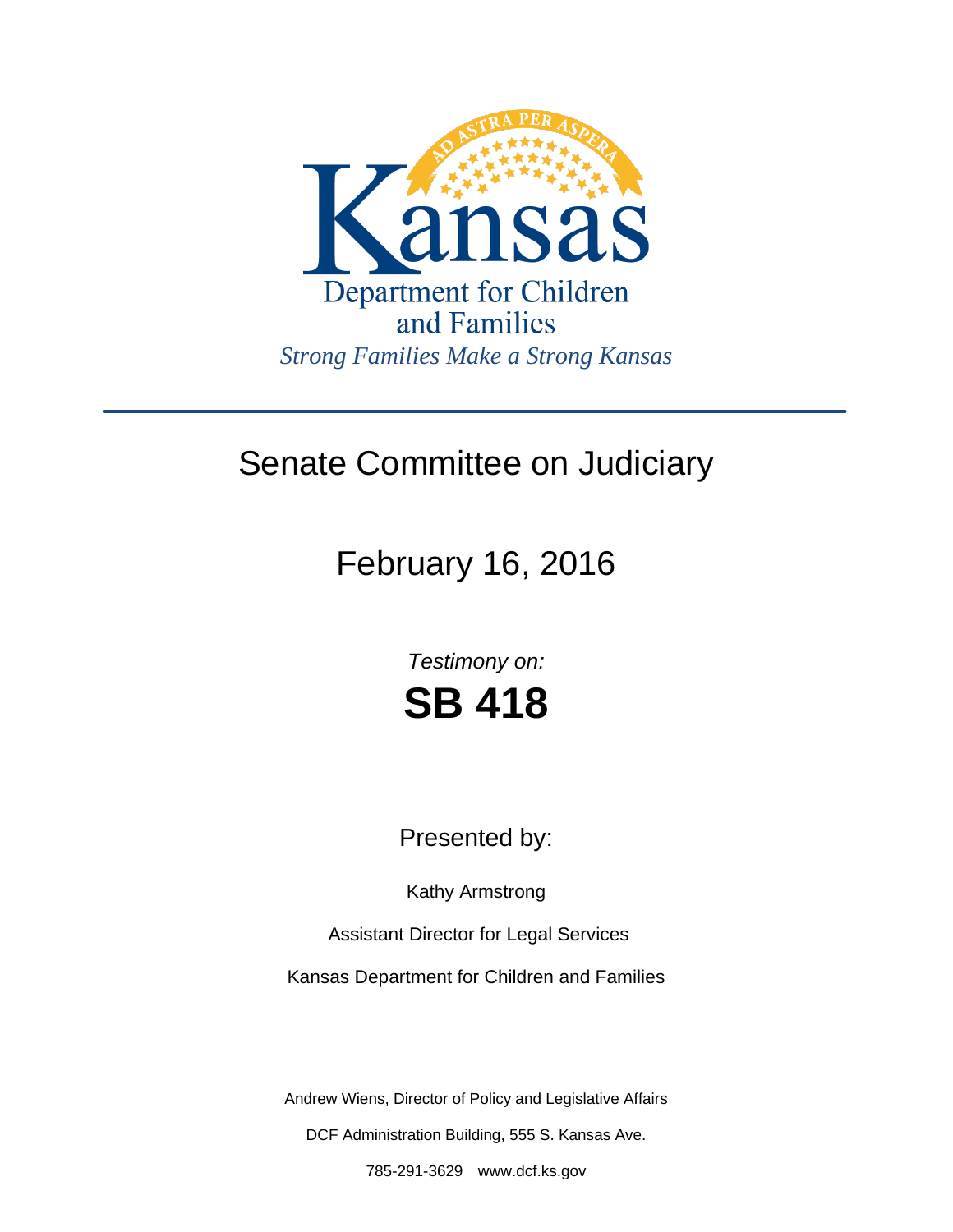# Kansas

Department for Children and Families

*Strong Families Make a Strong Kansas*

---

## Senate Committee on Judiciary

## February 16, 2016

*Testimony on:*

# SB 418

Presented by:

Kathy Armstrong

Assistant Director for Legal Services

Kansas Department for Children and Families

Andrew Wiens, Director of Policy and Legislative Affairs

DCF Administration Building, 555 S. Kansas Ave.

785-291-3629 www.dcf.ks.gov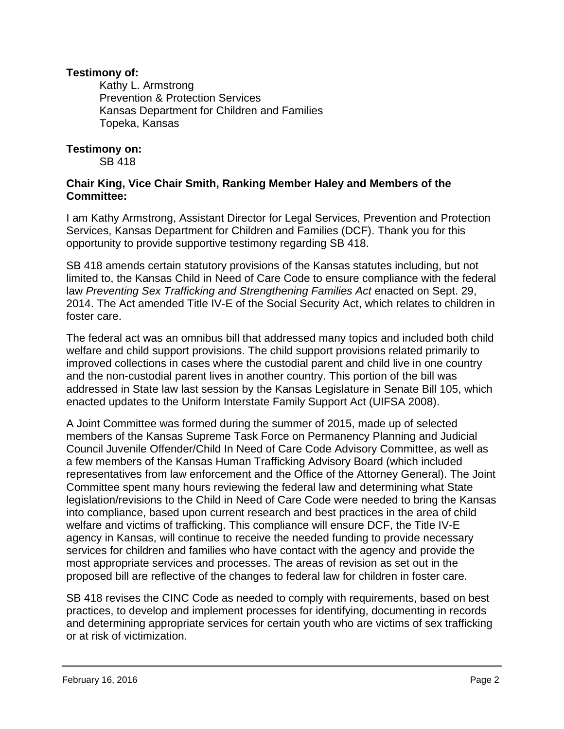**Testimony of:**

Kathy L. Armstrong
Prevention & Protection Services
Kansas Department for Children and Families
Topeka, Kansas

**Testimony on:**

SB 418

**Chair King, Vice Chair Smith, Ranking Member Haley and Members of the Committee:**

I am Kathy Armstrong, Assistant Director for Legal Services, Prevention and Protection Services, Kansas Department for Children and Families (DCF). Thank you for this opportunity to provide supportive testimony regarding SB 418.

SB 418 amends certain statutory provisions of the Kansas statutes including, but not limited to, the Kansas Child in Need of Care Code to ensure compliance with the federal law *Preventing Sex Trafficking and Strengthening Families Act* enacted on Sept. 29, 2014. The Act amended Title IV-E of the Social Security Act, which relates to children in foster care.

The federal act was an omnibus bill that addressed many topics and included both child welfare and child support provisions. The child support provisions related primarily to improved collections in cases where the custodial parent and child live in one country and the non-custodial parent lives in another country. This portion of the bill was addressed in State law last session by the Kansas Legislature in Senate Bill 105, which enacted updates to the Uniform Interstate Family Support Act (UIFSA 2008).

A Joint Committee was formed during the summer of 2015, made up of selected members of the Kansas Supreme Task Force on Permanency Planning and Judicial Council Juvenile Offender/Child In Need of Care Code Advisory Committee, as well as a few members of the Kansas Human Trafficking Advisory Board (which included representatives from law enforcement and the Office of the Attorney General). The Joint Committee spent many hours reviewing the federal law and determining what State legislation/revisions to the Child in Need of Care Code were needed to bring the Kansas into compliance, based upon current research and best practices in the area of child welfare and victims of trafficking. This compliance will ensure DCF, the Title IV-E agency in Kansas, will continue to receive the needed funding to provide necessary services for children and families who have contact with the agency and provide the most appropriate services and processes. The areas of revision as set out in the proposed bill are reflective of the changes to federal law for children in foster care.

SB 418 revises the CINC Code as needed to comply with requirements, based on best practices, to develop and implement processes for identifying, documenting in records and determining appropriate services for certain youth who are victims of sex trafficking or at risk of victimization.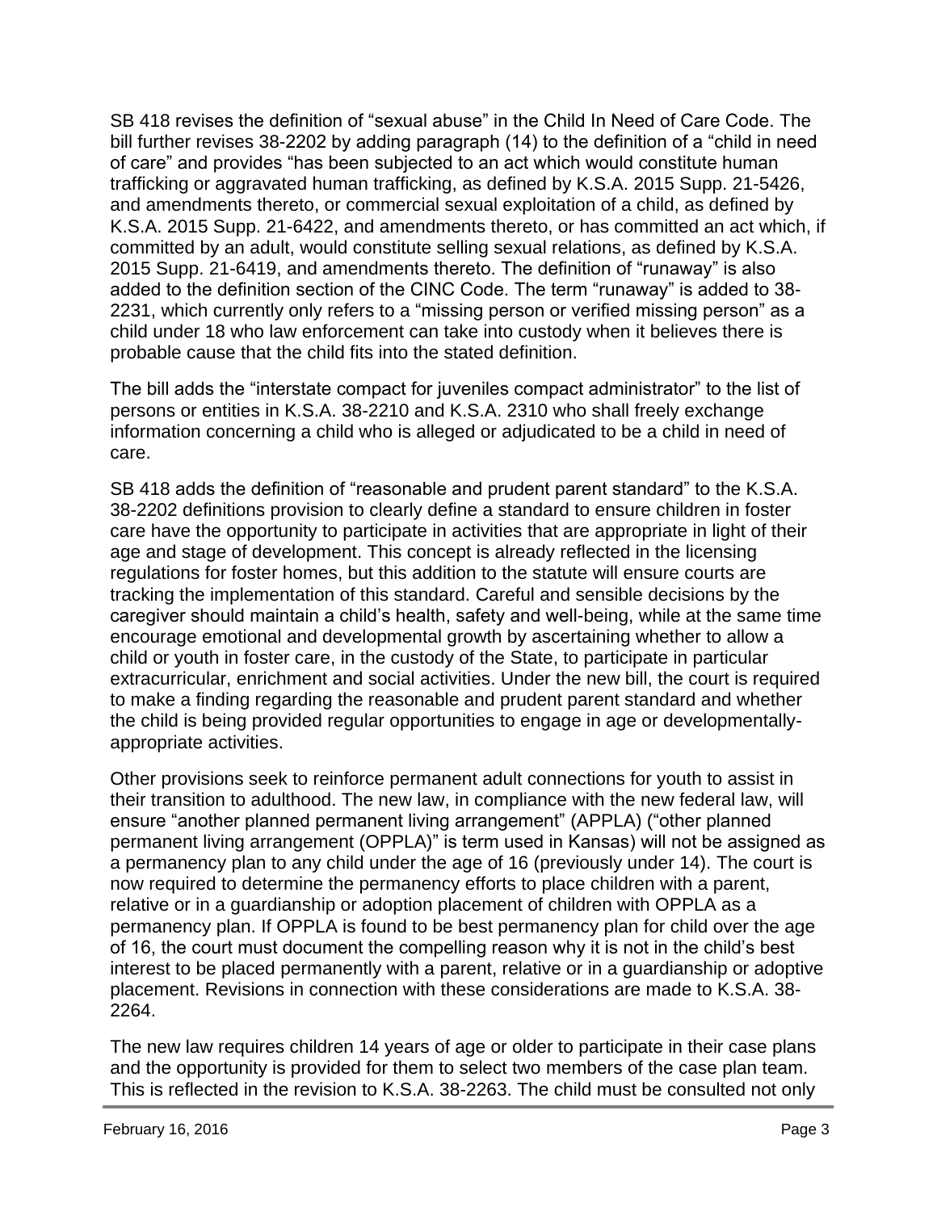SB 418 revises the definition of “sexual abuse” in the Child In Need of Care Code. The bill further revises 38-2202 by adding paragraph (14) to the definition of a “child in need of care” and provides “has been subjected to an act which would constitute human trafficking or aggravated human trafficking, as defined by K.S.A. 2015 Supp. 21-5426, and amendments thereto, or commercial sexual exploitation of a child, as defined by K.S.A. 2015 Supp. 21-6422, and amendments thereto, or has committed an act which, if committed by an adult, would constitute selling sexual relations, as defined by K.S.A. 2015 Supp. 21-6419, and amendments thereto. The definition of “runaway” is also added to the definition section of the CINC Code. The term “runaway” is added to 38-2231, which currently only refers to a “missing person or verified missing person” as a child under 18 who law enforcement can take into custody when it believes there is probable cause that the child fits into the stated definition.

The bill adds the “interstate compact for juveniles compact administrator” to the list of persons or entities in K.S.A. 38-2210 and K.S.A. 2310 who shall freely exchange information concerning a child who is alleged or adjudicated to be a child in need of care.

SB 418 adds the definition of “reasonable and prudent parent standard” to the K.S.A. 38-2202 definitions provision to clearly define a standard to ensure children in foster care have the opportunity to participate in activities that are appropriate in light of their age and stage of development. This concept is already reflected in the licensing regulations for foster homes, but this addition to the statute will ensure courts are tracking the implementation of this standard. Careful and sensible decisions by the caregiver should maintain a child’s health, safety and well-being, while at the same time encourage emotional and developmental growth by ascertaining whether to allow a child or youth in foster care, in the custody of the State, to participate in particular extracurricular, enrichment and social activities. Under the new bill, the court is required to make a finding regarding the reasonable and prudent parent standard and whether the child is being provided regular opportunities to engage in age or developmentally-appropriate activities.

Other provisions seek to reinforce permanent adult connections for youth to assist in their transition to adulthood. The new law, in compliance with the new federal law, will ensure “another planned permanent living arrangement” (APPLA) (“other planned permanent living arrangement (OPPLA)” is term used in Kansas) will not be assigned as a permanency plan to any child under the age of 16 (previously under 14). The court is now required to determine the permanency efforts to place children with a parent, relative or in a guardianship or adoption placement of children with OPPLA as a permanency plan. If OPPLA is found to be best permanency plan for child over the age of 16, the court must document the compelling reason why it is not in the child’s best interest to be placed permanently with a parent, relative or in a guardianship or adoptive placement. Revisions in connection with these considerations are made to K.S.A. 38-2264.

The new law requires children 14 years of age or older to participate in their case plans and the opportunity is provided for them to select two members of the case plan team. This is reflected in the revision to K.S.A. 38-2263. The child must be consulted not only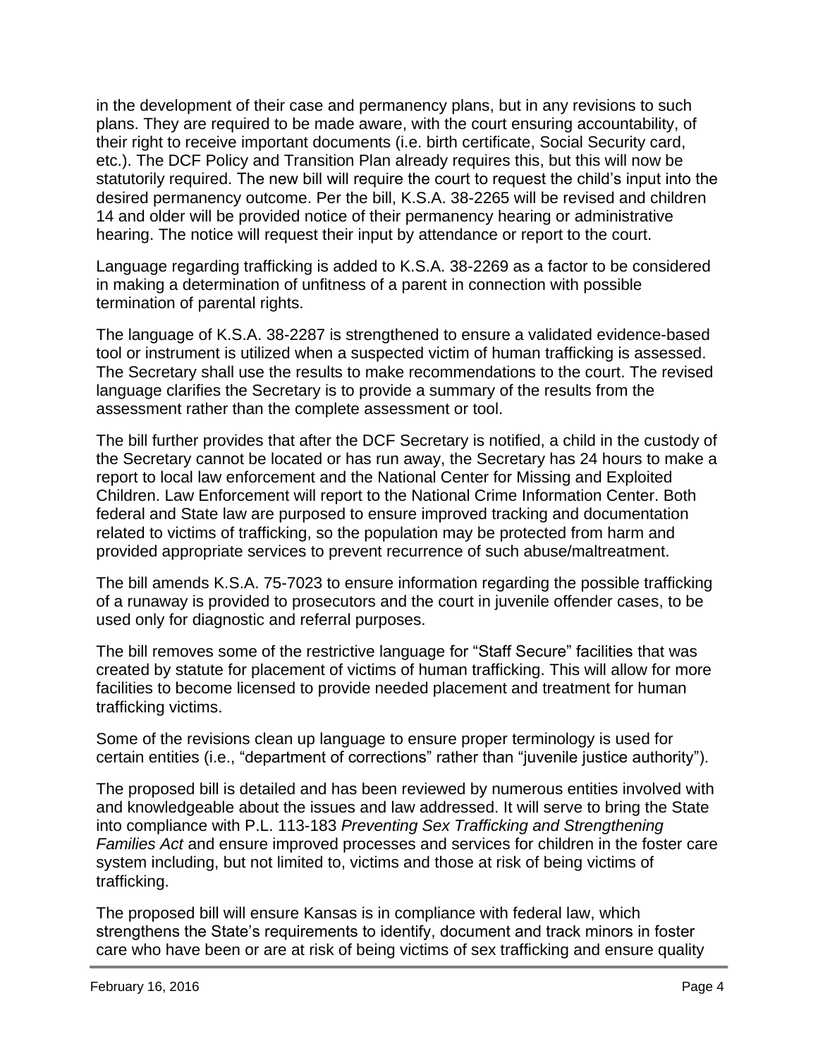in the development of their case and permanency plans, but in any revisions to such plans. They are required to be made aware, with the court ensuring accountability, of their right to receive important documents (i.e. birth certificate, Social Security card, etc.). The DCF Policy and Transition Plan already requires this, but this will now be statutorily required. The new bill will require the court to request the child's input into the desired permanency outcome. Per the bill, K.S.A. 38-2265 will be revised and children 14 and older will be provided notice of their permanency hearing or administrative hearing. The notice will request their input by attendance or report to the court.

Language regarding trafficking is added to K.S.A. 38-2269 as a factor to be considered in making a determination of unfitness of a parent in connection with possible termination of parental rights.

The language of K.S.A. 38-2287 is strengthened to ensure a validated evidence-based tool or instrument is utilized when a suspected victim of human trafficking is assessed. The Secretary shall use the results to make recommendations to the court. The revised language clarifies the Secretary is to provide a summary of the results from the assessment rather than the complete assessment or tool.

The bill further provides that after the DCF Secretary is notified, a child in the custody of the Secretary cannot be located or has run away, the Secretary has 24 hours to make a report to local law enforcement and the National Center for Missing and Exploited Children. Law Enforcement will report to the National Crime Information Center. Both federal and State law are purposed to ensure improved tracking and documentation related to victims of trafficking, so the population may be protected from harm and provided appropriate services to prevent recurrence of such abuse/maltreatment.

The bill amends K.S.A. 75-7023 to ensure information regarding the possible trafficking of a runaway is provided to prosecutors and the court in juvenile offender cases, to be used only for diagnostic and referral purposes.

The bill removes some of the restrictive language for "Staff Secure" facilities that was created by statute for placement of victims of human trafficking. This will allow for more facilities to become licensed to provide needed placement and treatment for human trafficking victims.

Some of the revisions clean up language to ensure proper terminology is used for certain entities (i.e., "department of corrections" rather than "juvenile justice authority").

The proposed bill is detailed and has been reviewed by numerous entities involved with and knowledgeable about the issues and law addressed. It will serve to bring the State into compliance with P.L. 113-183 *Preventing Sex Trafficking and Strengthening Families Act* and ensure improved processes and services for children in the foster care system including, but not limited to, victims and those at risk of being victims of trafficking.

The proposed bill will ensure Kansas is in compliance with federal law, which strengthens the State's requirements to identify, document and track minors in foster care who have been or are at risk of being victims of sex trafficking and ensure quality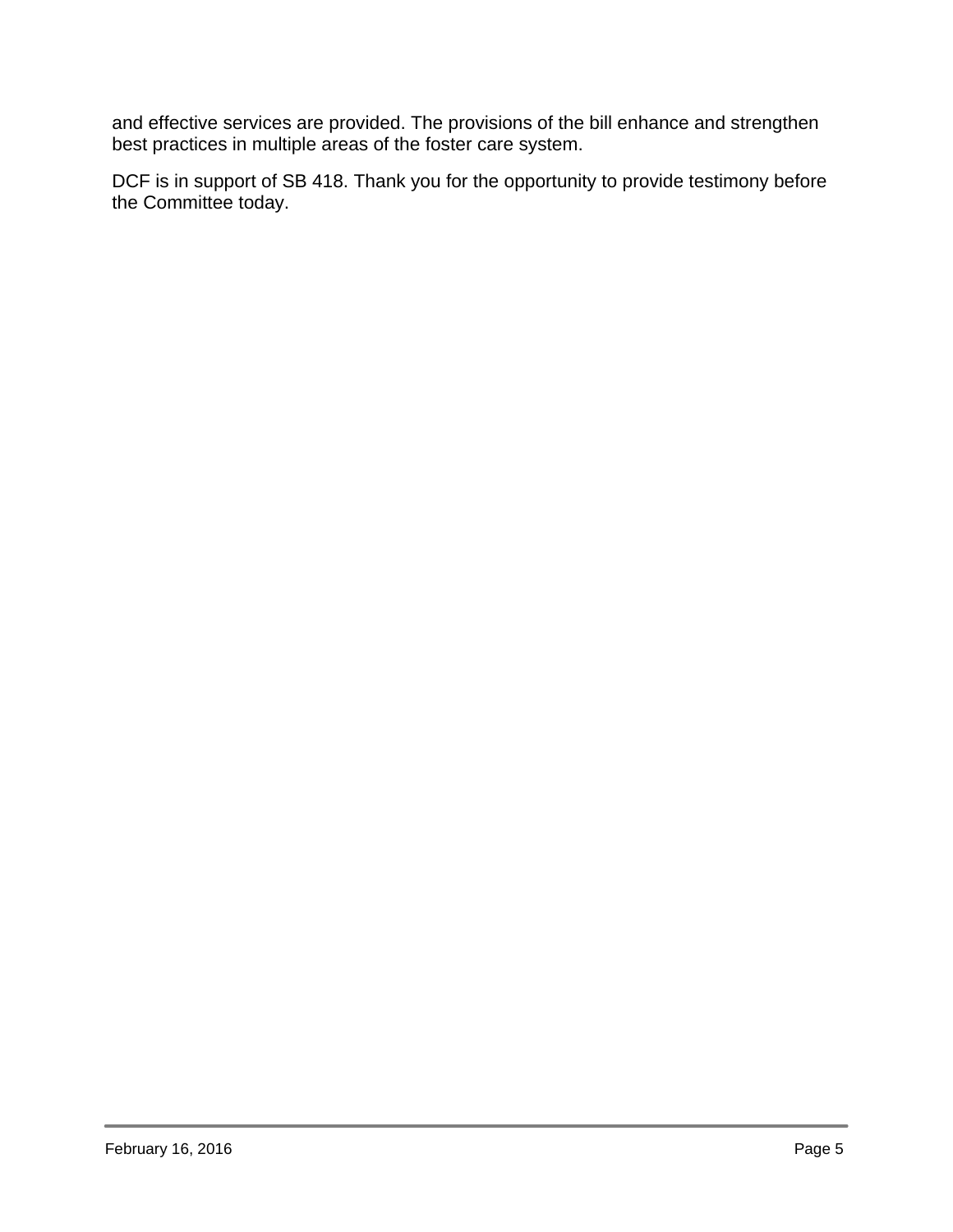and effective services are provided. The provisions of the bill enhance and strengthen best practices in multiple areas of the foster care system.

DCF is in support of SB 418. Thank you for the opportunity to provide testimony before the Committee today.